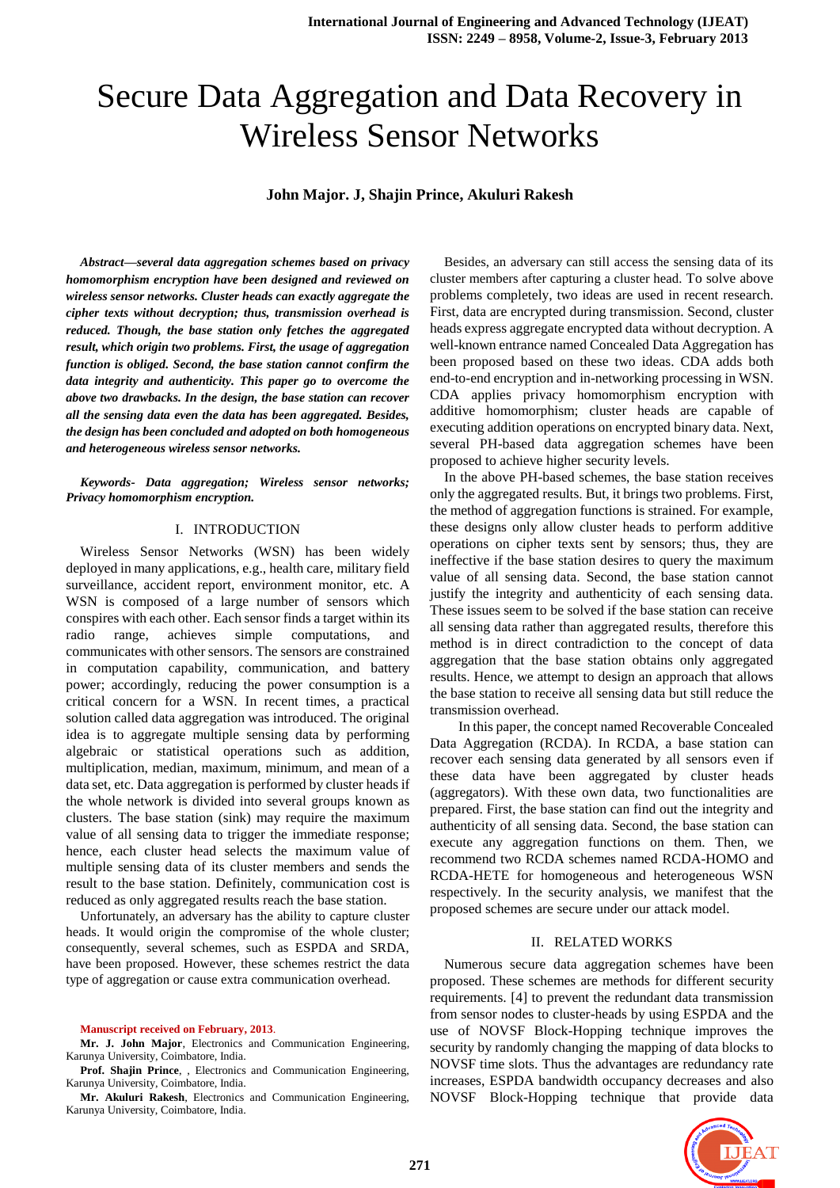# Secure Data Aggregation and Data Recovery in Wireless Sensor Networks

**John Major. J, Shajin Prince, Akuluri Rakesh**

***Abstract*—*several data aggregation schemes based on privacy homomorphism encryption have been designed and reviewed on wireless sensor networks. Cluster heads can exactly aggregate the cipher texts without decryption; thus, transmission overhead is reduced. Though, the base station only fetches the aggregated result, which origin two problems. First, the usage of aggregation function is obliged. Second, the base station cannot confirm the data integrity and authenticity. This paper go to overcome the above two drawbacks. In the design, the base station can recover all the sensing data even the data has been aggregated. Besides, the design has been concluded and adopted on both homogeneous and heterogeneous wireless sensor networks.***

***Keywords- Data aggregation; Wireless sensor networks; Privacy homomorphism encryption.***

## I. INTRODUCTION

Wireless Sensor Networks (WSN) has been widely deployed in many applications, e.g., health care, military field surveillance, accident report, environment monitor, etc. A WSN is composed of a large number of sensors which conspires with each other. Each sensor finds a target within its radio range, achieves simple computations, and communicates with other sensors. The sensors are constrained in computation capability, communication, and battery power; accordingly, reducing the power consumption is a critical concern for a WSN. In recent times, a practical solution called data aggregation was introduced. The original idea is to aggregate multiple sensing data by performing algebraic or statistical operations such as addition, multiplication, median, maximum, minimum, and mean of a data set, etc. Data aggregation is performed by cluster heads if the whole network is divided into several groups known as clusters. The base station (sink) may require the maximum value of all sensing data to trigger the immediate response; hence, each cluster head selects the maximum value of multiple sensing data of its cluster members and sends the result to the base station. Definitely, communication cost is reduced as only aggregated results reach the base station.

Unfortunately, an adversary has the ability to capture cluster heads. It would origin the compromise of the whole cluster; consequently, several schemes, such as ESPDA and SRDA, have been proposed. However, these schemes restrict the data type of aggregation or cause extra communication overhead.

Besides, an adversary can still access the sensing data of its cluster members after capturing a cluster head. To solve above problems completely, two ideas are used in recent research. First, data are encrypted during transmission. Second, cluster heads express aggregate encrypted data without decryption. A well-known entrance named Concealed Data Aggregation has been proposed based on these two ideas. CDA adds both end-to-end encryption and in-networking processing in WSN. CDA applies privacy homomorphism encryption with additive homomorphism; cluster heads are capable of executing addition operations on encrypted binary data. Next, several PH-based data aggregation schemes have been proposed to achieve higher security levels.

In the above PH-based schemes, the base station receives only the aggregated results. But, it brings two problems. First, the method of aggregation functions is strained. For example, these designs only allow cluster heads to perform additive operations on cipher texts sent by sensors; thus, they are ineffective if the base station desires to query the maximum value of all sensing data. Second, the base station cannot justify the integrity and authenticity of each sensing data. These issues seem to be solved if the base station can receive all sensing data rather than aggregated results, therefore this method is in direct contradiction to the concept of data aggregation that the base station obtains only aggregated results. Hence, we attempt to design an approach that allows the base station to receive all sensing data but still reduce the transmission overhead.

In this paper, the concept named Recoverable Concealed Data Aggregation (RCDA). In RCDA, a base station can recover each sensing data generated by all sensors even if these data have been aggregated by cluster heads (aggregators). With these own data, two functionalities are prepared. First, the base station can find out the integrity and authenticity of all sensing data. Second, the base station can execute any aggregation functions on them. Then, we recommend two RCDA schemes named RCDA-HOMO and RCDA-HETE for homogeneous and heterogeneous WSN respectively. In the security analysis, we manifest that the proposed schemes are secure under our attack model.

## II. RELATED WORKS

Numerous secure data aggregation schemes have been proposed. These schemes are methods for different security requirements. [4] to prevent the redundant data transmission from sensor nodes to cluster-heads by using ESPDA and the use of NOVSF Block-Hopping technique improves the security by randomly changing the mapping of data blocks to NOVSF time slots. Thus the advantages are redundancy rate increases, ESPDA bandwidth occupancy decreases and also NOVSF Block-Hopping technique that provide data

---

**Manuscript received on February, 2013.**

**Mr. J. John Major**, Electronics and Communication Engineering, Karunya University, Coimbatore, India.

**Prof. Shajin Prince**, , Electronics and Communication Engineering, Karunya University, Coimbatore, India.

**Mr. Akuluri Rakesh**, Electronics and Communication Engineering, Karunya University, Coimbatore, India.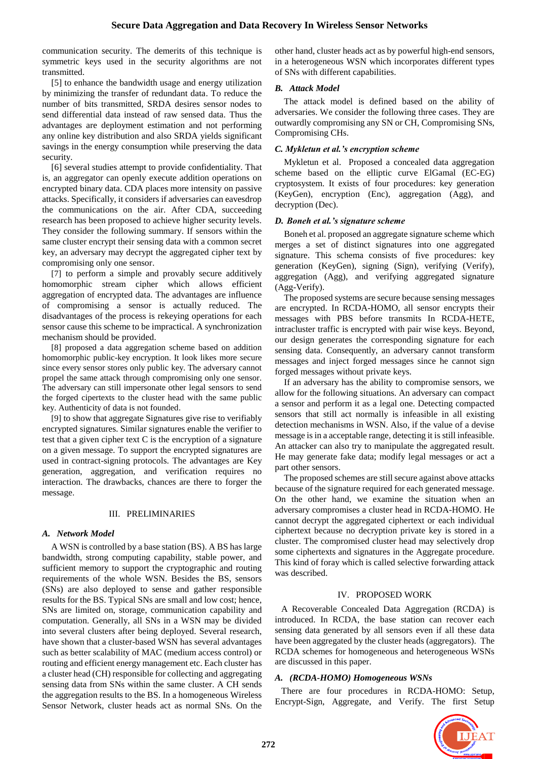communication security. The demerits of this technique is symmetric keys used in the security algorithms are not transmitted.

[5] to enhance the bandwidth usage and energy utilization by minimizing the transfer of redundant data. To reduce the number of bits transmitted, SRDA desires sensor nodes to send differential data instead of raw sensed data. Thus the advantages are deployment estimation and not performing any online key distribution and also SRDA yields significant savings in the energy consumption while preserving the data security.

[6] several studies attempt to provide confidentiality. That is, an aggregator can openly execute addition operations on encrypted binary data. CDA places more intensity on passive attacks. Specifically, it considers if adversaries can eavesdrop the communications on the air. After CDA, succeeding research has been proposed to achieve higher security levels. They consider the following summary. If sensors within the same cluster encrypt their sensing data with a common secret key, an adversary may decrypt the aggregated cipher text by compromising only one sensor.

[7] to perform a simple and provably secure additively homomorphic stream cipher which allows efficient aggregation of encrypted data. The advantages are influence of compromising a sensor is actually reduced. The disadvantages of the process is rekeying operations for each sensor cause this scheme to be impractical. A synchronization mechanism should be provided.

[8] proposed a data aggregation scheme based on addition homomorphic public-key encryption. It look likes more secure since every sensor stores only public key. The adversary cannot propel the same attack through compromising only one sensor. The adversary can still impersonate other legal sensors to send the forged cipertexts to the cluster head with the same public key. Authenticity of data is not founded.

[9] to show that aggregate Signatures give rise to verifiably encrypted signatures. Similar signatures enable the verifier to test that a given cipher text C is the encryption of a signature on a given message. To support the encrypted signatures are used in contract-signing protocols. The advantages are Key generation, aggregation, and verification requires no interaction. The drawbacks, chances are there to forger the message.

## III. PRELIMINARIES

### A. *Network Model*

A WSN is controlled by a base station (BS). A BS has large bandwidth, strong computing capability, stable power, and sufficient memory to support the cryptographic and routing requirements of the whole WSN. Besides the BS, sensors (SNs) are also deployed to sense and gather responsible results for the BS. Typical SNs are small and low cost; hence, SNs are limited on, storage, communication capability and computation. Generally, all SNs in a WSN may be divided into several clusters after being deployed. Several research, have shown that a cluster-based WSN has several advantages such as better scalability of MAC (medium access control) or routing and efficient energy management etc. Each cluster has a cluster head (CH) responsible for collecting and aggregating sensing data from SNs within the same cluster. A CH sends the aggregation results to the BS. In a homogeneous Wireless Sensor Network, cluster heads act as normal SNs. On the other hand, cluster heads act as by powerful high-end sensors, in a heterogeneous WSN which incorporates different types of SNs with different capabilities.

### B. *Attack Model*

The attack model is defined based on the ability of adversaries. We consider the following three cases. They are outwardly compromising any SN or CH, Compromising SNs, Compromising CHs.

### C. *Mykletun et al.'s encryption scheme*

Mykletun et al. Proposed a concealed data aggregation scheme based on the elliptic curve ElGamal (EC-EG) cryptosystem. It exists of four procedures: key generation (KeyGen), encryption (Enc), aggregation (Agg), and decryption (Dec).

### D. *Boneh et al.'s signature scheme*

Boneh et al. proposed an aggregate signature scheme which merges a set of distinct signatures into one aggregated signature. This schema consists of five procedures: key generation (KeyGen), signing (Sign), verifying (Verify), aggregation (Agg), and verifying aggregated signature (Agg-Verify).

The proposed systems are secure because sensing messages are encrypted. In RCDA-HOMO, all sensor encrypts their messages with PBS before transmits In RCDA-HETE, intracluster traffic is encrypted with pair wise keys. Beyond, our design generates the corresponding signature for each sensing data. Consequently, an adversary cannot transform messages and inject forged messages since he cannot sign forged messages without private keys.

If an adversary has the ability to compromise sensors, we allow for the following situations. An adversary can compact a sensor and perform it as a legal one. Detecting compacted sensors that still act normally is infeasible in all existing detection mechanisms in WSN. Also, if the value of a devise message is in a acceptable range, detecting it is still infeasible. An attacker can also try to manipulate the aggregated result. He may generate fake data; modify legal messages or act a part other sensors.

The proposed schemes are still secure against above attacks because of the signature required for each generated message. On the other hand, we examine the situation when an adversary compromises a cluster head in RCDA-HOMO. He cannot decrypt the aggregated ciphertext or each individual ciphertext because no decryption private key is stored in a cluster. The compromised cluster head may selectively drop some ciphertexts and signatures in the Aggregate procedure. This kind of foray which is called selective forwarding attack was described.

## IV. PROPOSED WORK

A Recoverable Concealed Data Aggregation (RCDA) is introduced. In RCDA, the base station can recover each sensing data generated by all sensors even if all these data have been aggregated by the cluster heads (aggregators). The RCDA schemes for homogeneous and heterogeneous WSNs are discussed in this paper.

### A. *(RCDA-HOMO) Homogeneous WSNs*

There are four procedures in RCDA-HOMO: Setup, Encrypt-Sign, Aggregate, and Verify. The first Setup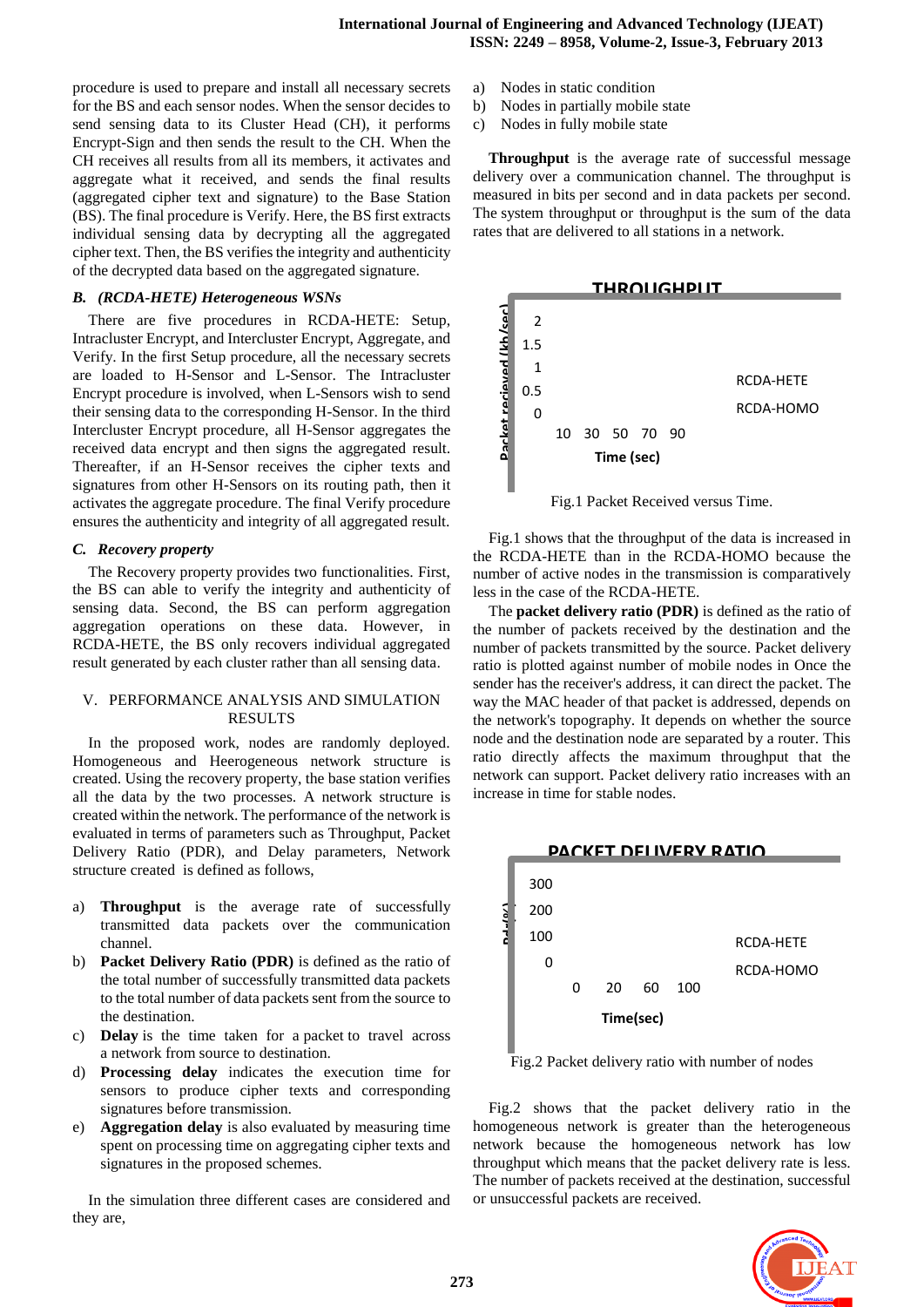procedure is used to prepare and install all necessary secrets for the BS and each sensor nodes. When the sensor decides to send sensing data to its Cluster Head (CH), it performs Encrypt-Sign and then sends the result to the CH. When the CH receives all results from all its members, it activates and aggregate what it received, and sends the final results (aggregated cipher text and signature) to the Base Station (BS). The final procedure is Verify. Here, the BS first extracts individual sensing data by decrypting all the aggregated cipher text. Then, the BS verifies the integrity and authenticity of the decrypted data based on the aggregated signature.

### *B. (RCDA-HETE) Heterogeneous WSNs*

There are five procedures in RCDA-HETE: Setup, Intracluster Encrypt, and Intercluster Encrypt, Aggregate, and Verify. In the first Setup procedure, all the necessary secrets are loaded to H-Sensor and L-Sensor. The Intracluster Encrypt procedure is involved, when L-Sensors wish to send their sensing data to the corresponding H-Sensor. In the third Intercluster Encrypt procedure, all H-Sensor aggregates the received data encrypt and then signs the aggregated result. Thereafter, if an H-Sensor receives the cipher texts and signatures from other H-Sensors on its routing path, then it activates the aggregate procedure. The final Verify procedure ensures the authenticity and integrity of all aggregated result.

### *C. Recovery property*

The Recovery property provides two functionalities. First, the BS can able to verify the integrity and authenticity of sensing data. Second, the BS can perform aggregation aggregation operations on these data. However, in RCDA-HETE, the BS only recovers individual aggregated result generated by each cluster rather than all sensing data.

## V. PERFORMANCE ANALYSIS AND SIMULATION RESULTS

In the proposed work, nodes are randomly deployed. Homogeneous and Heerogeneous network structure is created. Using the recovery property, the base station verifies all the data by the two processes. A network structure is created within the network. The performance of the network is evaluated in terms of parameters such as Throughput, Packet Delivery Ratio (PDR), and Delay parameters, Network structure created is defined as follows,

a) **Throughput** is the average rate of successfully transmitted data packets over the communication channel.
b) **Packet Delivery Ratio (PDR)** is defined as the ratio of the total number of successfully transmitted data packets to the total number of data packets sent from the source to the destination.
c) **Delay** is the time taken for a packet to travel across a network from source to destination.
d) **Processing delay** indicates the execution time for sensors to produce cipher texts and corresponding signatures before transmission.
e) **Aggregation delay** is also evaluated by measuring time spent on processing time on aggregating cipher texts and signatures in the proposed schemes.

In the simulation three different cases are considered and they are,

a) Nodes in static condition
b) Nodes in partially mobile state
c) Nodes in fully mobile state

**Throughput** is the average rate of successful message delivery over a communication channel. The throughput is measured in bits per second and in data packets per second. The system throughput or throughput is the sum of the data rates that are delivered to all stations in a network.

THROUGHPUT

Packet recieved (kb/sec): 2, 1.5, 1, 0.5, 0

Time (sec): 10 30 50 70 90

RCDA-HETE
RCDA-HOMO

Fig.1 Packet Received versus Time.

Fig.1 shows that the throughput of the data is increased in the RCDA-HETE than in the RCDA-HOMO because the number of active nodes in the transmission is comparatively less in the case of the RCDA-HETE.

The **packet delivery ratio (PDR)** is defined as the ratio of the number of packets received by the destination and the number of packets transmitted by the source. Packet delivery ratio is plotted against number of mobile nodes in Once the sender has the receiver's address, it can direct the packet. The way the MAC header of that packet is addressed, depends on the network's topography. It depends on whether the source node and the destination node are separated by a router. This ratio directly affects the maximum throughput that the network can support. Packet delivery ratio increases with an increase in time for stable nodes.

PACKET DELIVERY RATIO

Pdr(%): 300, 200, 100, 0

Time(sec): 0 20 60 100

RCDA-HETE
RCDA-HOMO

Fig.2 Packet delivery ratio with number of nodes

Fig.2 shows that the packet delivery ratio in the homogeneous network is greater than the heterogeneous network because the homogeneous network has low throughput which means that the packet delivery rate is less. The number of packets received at the destination, successful or unsuccessful packets are received.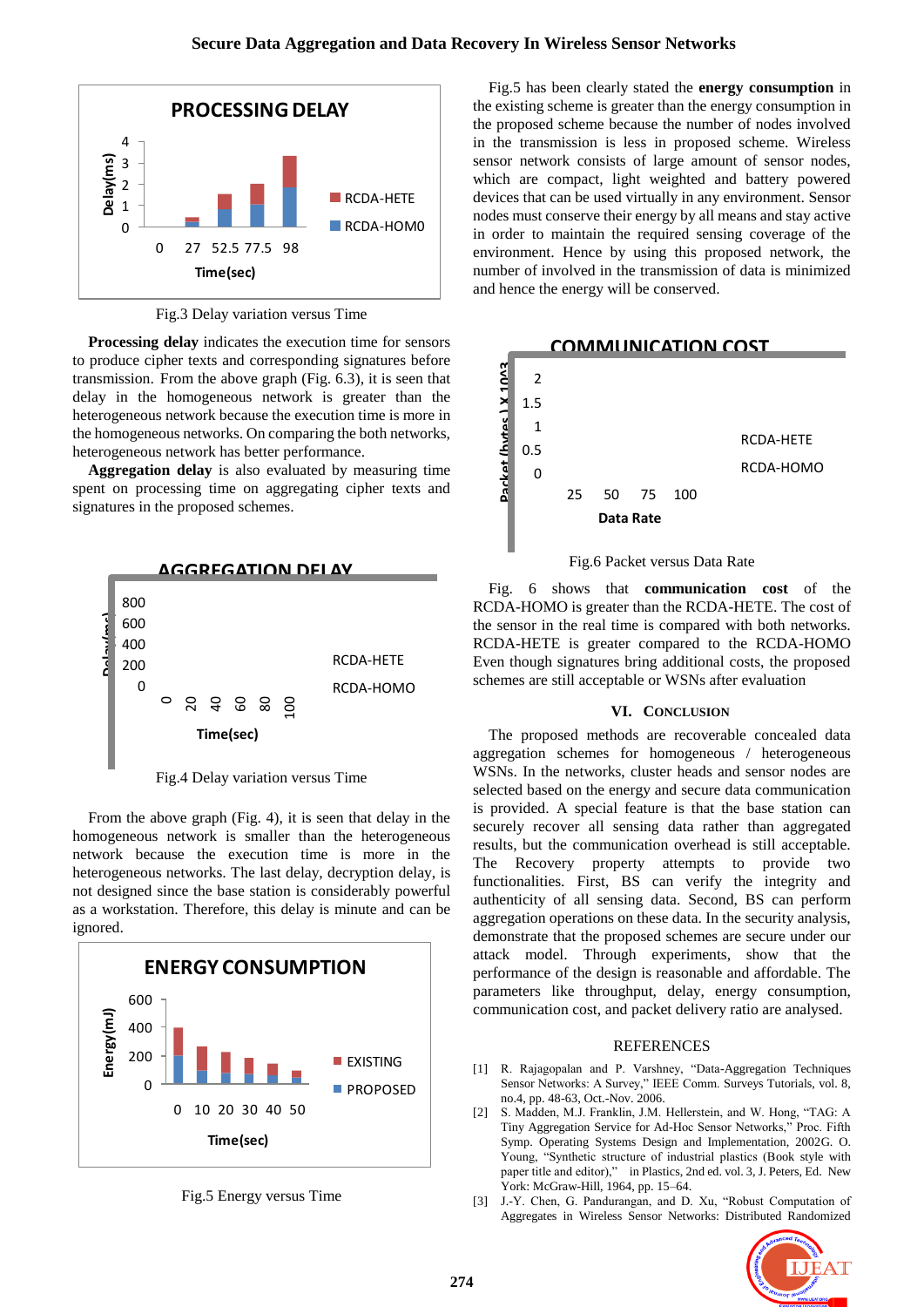PROCESSING DELAY

Fig.3 Delay variation versus Time

**Processing delay** indicates the execution time for sensors to produce cipher texts and corresponding signatures before transmission. From the above graph (Fig. 6.3), it is seen that delay in the homogeneous network is greater than the heterogeneous network because the execution time is more in the homogeneous networks. On comparing the both networks, heterogeneous network has better performance.

**Aggregation delay** is also evaluated by measuring time spent on processing time on aggregating cipher texts and signatures in the proposed schemes.

AGGREGATION DELAY

Fig.4 Delay variation versus Time

From the above graph (Fig. 4), it is seen that delay in the homogeneous network is smaller than the heterogeneous network because the execution time is more in the heterogeneous networks. The last delay, decryption delay, is not designed since the base station is considerably powerful as a workstation. Therefore, this delay is minute and can be ignored.

ENERGY CONSUMPTION

Fig.5 Energy versus Time

Fig.5 has been clearly stated the **energy consumption** in the existing scheme is greater than the energy consumption in the proposed scheme because the number of nodes involved in the transmission is less in proposed scheme. Wireless sensor network consists of large amount of sensor nodes, which are compact, light weighted and battery powered devices that can be used virtually in any environment. Sensor nodes must conserve their energy by all means and stay active in order to maintain the required sensing coverage of the environment. Hence by using this proposed network, the number of involved in the transmission of data is minimized and hence the energy will be conserved.

COMMUNICATION COST

Fig.6 Packet versus Data Rate

Fig. 6 shows that **communication cost** of the RCDA-HOMO is greater than the RCDA-HETE. The cost of the sensor in the real time is compared with both networks. RCDA-HETE is greater compared to the RCDA-HOMO Even though signatures bring additional costs, the proposed schemes are still acceptable or WSNs after evaluation

## VI. CONCLUSION

The proposed methods are recoverable concealed data aggregation schemes for homogeneous / heterogeneous WSNs. In the networks, cluster heads and sensor nodes are selected based on the energy and secure data communication is provided. A special feature is that the base station can securely recover all sensing data rather than aggregated results, but the communication overhead is still acceptable. The Recovery property attempts to provide two functionalities. First, BS can verify the integrity and authenticity of all sensing data. Second, BS can perform aggregation operations on these data. In the security analysis, demonstrate that the proposed schemes are secure under our attack model. Through experiments, show that the performance of the design is reasonable and affordable. The parameters like throughput, delay, energy consumption, communication cost, and packet delivery ratio are analysed.

## REFERENCES

[1] R. Rajagopalan and P. Varshney, "Data-Aggregation Techniques Sensor Networks: A Survey," IEEE Comm. Surveys Tutorials, vol. 8, no.4, pp. 48-63, Oct.-Nov. 2006.

[2] S. Madden, M.J. Franklin, J.M. Hellerstein, and W. Hong, "TAG: A Tiny Aggregation Service for Ad-Hoc Sensor Networks," Proc. Fifth Symp. Operating Systems Design and Implementation, 2002G. O. Young, "Synthetic structure of industrial plastics (Book style with paper title and editor)," in Plastics, 2nd ed. vol. 3, J. Peters, Ed. New York: McGraw-Hill, 1964, pp. 15–64.

[3] J.-Y. Chen, G. Pandurangan, and D. Xu, "Robust Computation of Aggregates in Wireless Sensor Networks: Distributed Randomized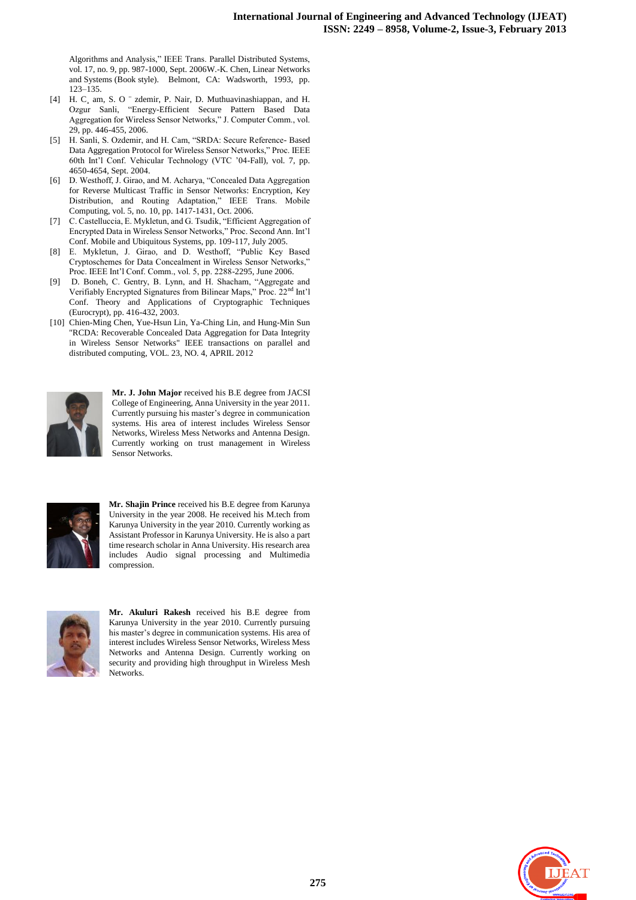Algorithms and Analysis," IEEE Trans. Parallel Distributed Systems, vol. 17, no. 9, pp. 987-1000, Sept. 2006W.-K. Chen, Linear Networks and Systems (Book style). Belmont, CA: Wadsworth, 1993, pp. 123–135.

[4] H. C¸ am, S. O ¨ zdemir, P. Nair, D. Muthuavinashiappan, and H. Ozgur Sanli, "Energy-Efficient Secure Pattern Based Data Aggregation for Wireless Sensor Networks," J. Computer Comm., vol. 29, pp. 446-455, 2006.

[5] H. Sanli, S. Ozdemir, and H. Cam, "SRDA: Secure Reference- Based Data Aggregation Protocol for Wireless Sensor Networks," Proc. IEEE 60th Int'l Conf. Vehicular Technology (VTC '04-Fall), vol. 7, pp. 4650-4654, Sept. 2004.

[6] D. Westhoff, J. Girao, and M. Acharya, "Concealed Data Aggregation for Reverse Multicast Traffic in Sensor Networks: Encryption, Key Distribution, and Routing Adaptation," IEEE Trans. Mobile Computing, vol. 5, no. 10, pp. 1417-1431, Oct. 2006.

[7] C. Castelluccia, E. Mykletun, and G. Tsudik, "Efficient Aggregation of Encrypted Data in Wireless Sensor Networks," Proc. Second Ann. Int'l Conf. Mobile and Ubiquitous Systems, pp. 109-117, July 2005.

[8] E. Mykletun, J. Girao, and D. Westhoff, "Public Key Based Cryptoschemes for Data Concealment in Wireless Sensor Networks," Proc. IEEE Int'l Conf. Comm., vol. 5, pp. 2288-2295, June 2006.

[9] D. Boneh, C. Gentry, B. Lynn, and H. Shacham, "Aggregate and Verifiably Encrypted Signatures from Bilinear Maps," Proc. 22nd Int'l Conf. Theory and Applications of Cryptographic Techniques (Eurocrypt), pp. 416-432, 2003.

[10] Chien-Ming Chen, Yue-Hsun Lin, Ya-Ching Lin, and Hung-Min Sun "RCDA: Recoverable Concealed Data Aggregation for Data Integrity in Wireless Sensor Networks" IEEE transactions on parallel and distributed computing, VOL. 23, NO. 4, APRIL 2012

**Mr. J. John Major** received his B.E degree from JACSI College of Engineering, Anna University in the year 2011. Currently pursuing his master's degree in communication systems. His area of interest includes Wireless Sensor Networks, Wireless Mess Networks and Antenna Design. Currently working on trust management in Wireless Sensor Networks.

**Mr. Shajin Prince** received his B.E degree from Karunya University in the year 2008. He received his M.tech from Karunya University in the year 2010. Currently working as Assistant Professor in Karunya University. He is also a part time research scholar in Anna University. His research area includes Audio signal processing and Multimedia compression.

**Mr. Akuluri Rakesh** received his B.E degree from Karunya University in the year 2010. Currently pursuing his master's degree in communication systems. His area of interest includes Wireless Sensor Networks, Wireless Mess Networks and Antenna Design. Currently working on security and providing high throughput in Wireless Mesh Networks.